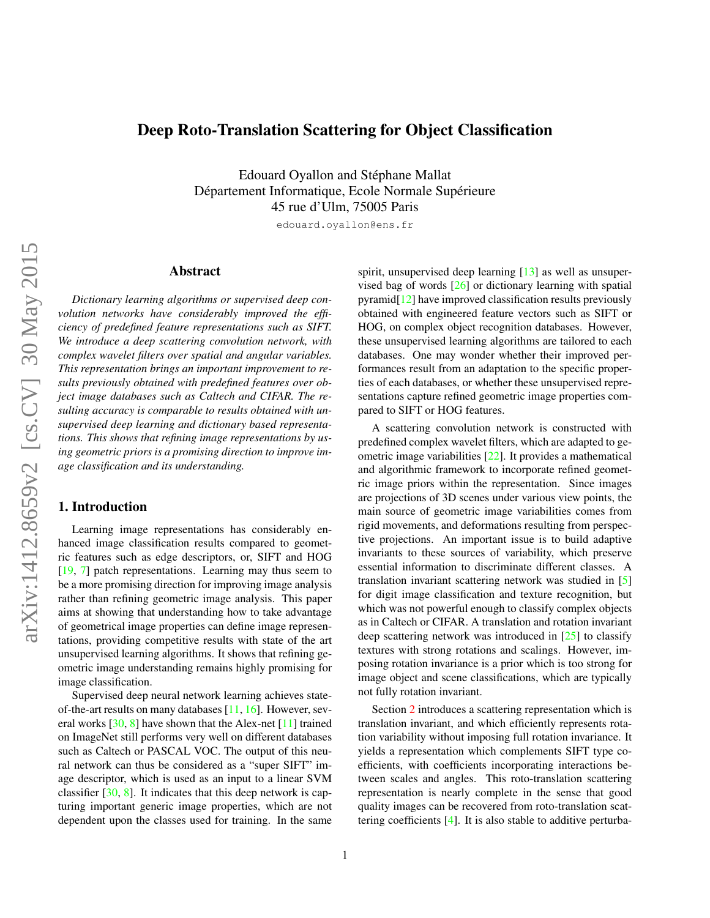# Deep Roto-Translation Scattering for Object Classification

Edouard Oyallon and Stéphane Mallat
Département Informatique, Ecole Normale Supérieure
45 rue d'Ulm, 75005 Paris

edouard.oyallon@ens.fr

## Abstract

*Dictionary learning algorithms or supervised deep convolution networks have considerably improved the efficiency of predefined feature representations such as SIFT. We introduce a deep scattering convolution network, with complex wavelet filters over spatial and angular variables. This representation brings an important improvement to results previously obtained with predefined features over object image databases such as Caltech and CIFAR. The resulting accuracy is comparable to results obtained with unsupervised deep learning and dictionary based representations. This shows that refining image representations by using geometric priors is a promising direction to improve image classification and its understanding.*

## 1. Introduction

Learning image representations has considerably enhanced image classification results compared to geometric features such as edge descriptors, or, SIFT and HOG [19, 7] patch representations. Learning may thus seem to be a more promising direction for improving image analysis rather than refining geometric image analysis. This paper aims at showing that understanding how to take advantage of geometrical image properties can define image representations, providing competitive results with state of the art unsupervised learning algorithms. It shows that refining geometric image understanding remains highly promising for image classification.

Supervised deep neural network learning achieves state-of-the-art results on many databases [11, 16]. However, several works [30, 8] have shown that the Alex-net [11] trained on ImageNet still performs very well on different databases such as Caltech or PASCAL VOC. The output of this neural network can thus be considered as a "super SIFT" image descriptor, which is used as an input to a linear SVM classifier [30, 8]. It indicates that this deep network is capturing important generic image properties, which are not dependent upon the classes used for training. In the same spirit, unsupervised deep learning [13] as well as unsupervised bag of words [26] or dictionary learning with spatial pyramid[12] have improved classification results previously obtained with engineered feature vectors such as SIFT or HOG, on complex object recognition databases. However, these unsupervised learning algorithms are tailored to each databases. One may wonder whether their improved performances result from an adaptation to the specific properties of each databases, or whether these unsupervised representations capture refined geometric image properties compared to SIFT or HOG features.

A scattering convolution network is constructed with predefined complex wavelet filters, which are adapted to geometric image variabilities [22]. It provides a mathematical and algorithmic framework to incorporate refined geometric image priors within the representation. Since images are projections of 3D scenes under various view points, the main source of geometric image variabilities comes from rigid movements, and deformations resulting from perspective projections. An important issue is to build adaptive invariants to these sources of variability, which preserve essential information to discriminate different classes. A translation invariant scattering network was studied in [5] for digit image classification and texture recognition, but which was not powerful enough to classify complex objects as in Caltech or CIFAR. A translation and rotation invariant deep scattering network was introduced in [25] to classify textures with strong rotations and scalings. However, imposing rotation invariance is a prior which is too strong for image object and scene classifications, which are typically not fully rotation invariant.

Section 2 introduces a scattering representation which is translation invariant, and which efficiently represents rotation variability without imposing full rotation invariance. It yields a representation which complements SIFT type coefficients, with coefficients incorporating interactions between scales and angles. This roto-translation scattering representation is nearly complete in the sense that good quality images can be recovered from roto-translation scattering coefficients [4]. It is also stable to additive perturba-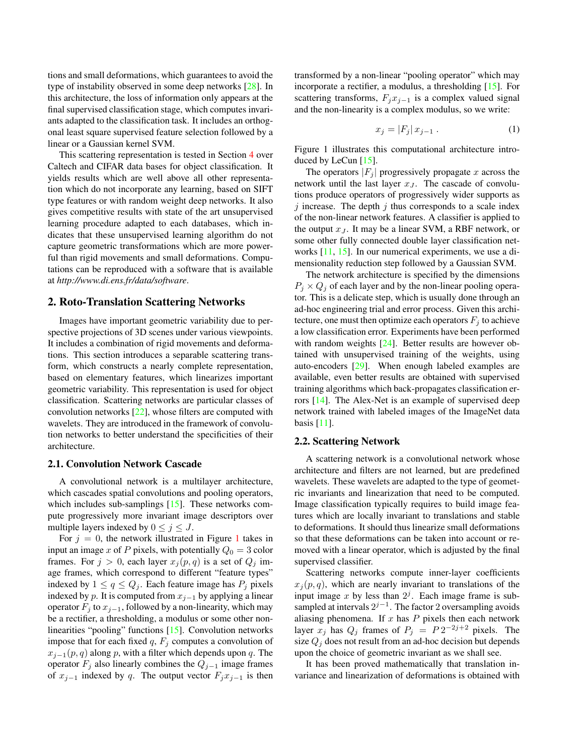tions and small deformations, which guarantees to avoid the type of instability observed in some deep networks [28]. In this architecture, the loss of information only appears at the final supervised classification stage, which computes invariants adapted to the classification task. It includes an orthogonal least square supervised feature selection followed by a linear or a Gaussian kernel SVM.

This scattering representation is tested in Section 4 over Caltech and CIFAR data bases for object classification. It yields results which are well above all other representation which do not incorporate any learning, based on SIFT type features or with random weight deep networks. It also gives competitive results with state of the art unsupervised learning procedure adapted to each databases, which indicates that these unsupervised learning algorithm do not capture geometric transformations which are more powerful than rigid movements and small deformations. Computations can be reproduced with a software that is available at *http://www.di.ens.fr/data/software*.

## 2. Roto-Translation Scattering Networks

Images have important geometric variability due to perspective projections of 3D scenes under various viewpoints. It includes a combination of rigid movements and deformations. This section introduces a separable scattering transform, which constructs a nearly complete representation, based on elementary features, which linearizes important geometric variability. This representation is used for object classification. Scattering networks are particular classes of convolution networks [22], whose filters are computed with wavelets. They are introduced in the framework of convolution networks to better understand the specificities of their architecture.

### 2.1. Convolution Network Cascade

A convolutional network is a multilayer architecture, which cascades spatial convolutions and pooling operators, which includes sub-samplings [15]. These networks compute progressively more invariant image descriptors over multiple layers indexed by $0 \leq j \leq J$.

For $j = 0$, the network illustrated in Figure 1 takes in input an image $x$ of $P$ pixels, with potentially $Q_0 = 3$ color frames. For $j > 0$, each layer $x_j(p, q)$ is a set of $Q_j$ image frames, which correspond to different "feature types" indexed by $1 \leq q \leq Q_j$. Each feature image has $P_j$ pixels indexed by $p$. It is computed from $x_{j-1}$ by applying a linear operator $F_j$ to $x_{j-1}$, followed by a non-linearity, which may be a rectifier, a thresholding, a modulus or some other non-linearities "pooling" functions [15]. Convolution networks impose that for each fixed $q$, $F_j$ computes a convolution of $x_{j-1}(p, q)$ along $p$, with a filter which depends upon $q$. The operator $F_j$ also linearly combines the $Q_{j-1}$ image frames of $x_{j-1}$ indexed by $q$. The output vector $F_j x_{j-1}$ is then transformed by a non-linear "pooling operator" which may incorporate a rectifier, a modulus, a thresholding [15]. For scattering transforms, $F_j x_{j-1}$ is a complex valued signal and the non-linearity is a complex modulus, so we write:

$$x_j = |F_j| \, x_{j-1} \, . \tag{1}$$

Figure 1 illustrates this computational architecture introduced by LeCun [15].

The operators $|F_j|$ progressively propagate $x$ across the network until the last layer $x_J$. The cascade of convolutions produce operators of progressively wider supports as $j$ increase. The depth $j$ thus corresponds to a scale index of the non-linear network features. A classifier is applied to the output $x_J$. It may be a linear SVM, a RBF network, or some other fully connected double layer classification networks [11, 15]. In our numerical experiments, we use a dimensionality reduction step followed by a Gaussian SVM.

The network architecture is specified by the dimensions $P_j \times Q_j$ of each layer and by the non-linear pooling operator. This is a delicate step, which is usually done through an ad-hoc engineering trial and error process. Given this architecture, one must then optimize each operators $F_j$ to achieve a low classification error. Experiments have been performed with random weights [24]. Better results are however obtained with unsupervised training of the weights, using auto-encoders [29]. When enough labeled examples are available, even better results are obtained with supervised training algorithms which back-propagates classification errors [14]. The Alex-Net is an example of supervised deep network trained with labeled images of the ImageNet data basis [11].

### 2.2. Scattering Network

A scattering network is a convolutional network whose architecture and filters are not learned, but are predefined wavelets. These wavelets are adapted to the type of geometric invariants and linearization that need to be computed. Image classification typically requires to build image features which are locally invariant to translations and stable to deformations. It should thus linearize small deformations so that these deformations can be taken into account or removed with a linear operator, which is adjusted by the final supervised classifier.

Scattering networks compute inner-layer coefficients $x_j(p, q)$, which are nearly invariant to translations of the input image $x$ by less than $2^j$. Each image frame is sub-sampled at intervals $2^{j-1}$. The factor 2 oversampling avoids aliasing phenomena. If $x$ has $P$ pixels then each network layer $x_j$ has $Q_j$ frames of $P_j = P \, 2^{-2j+2}$ pixels. The size $Q_j$ does not result from an ad-hoc decision but depends upon the choice of geometric invariant as we shall see.

It has been proved mathematically that translation invariance and linearization of deformations is obtained with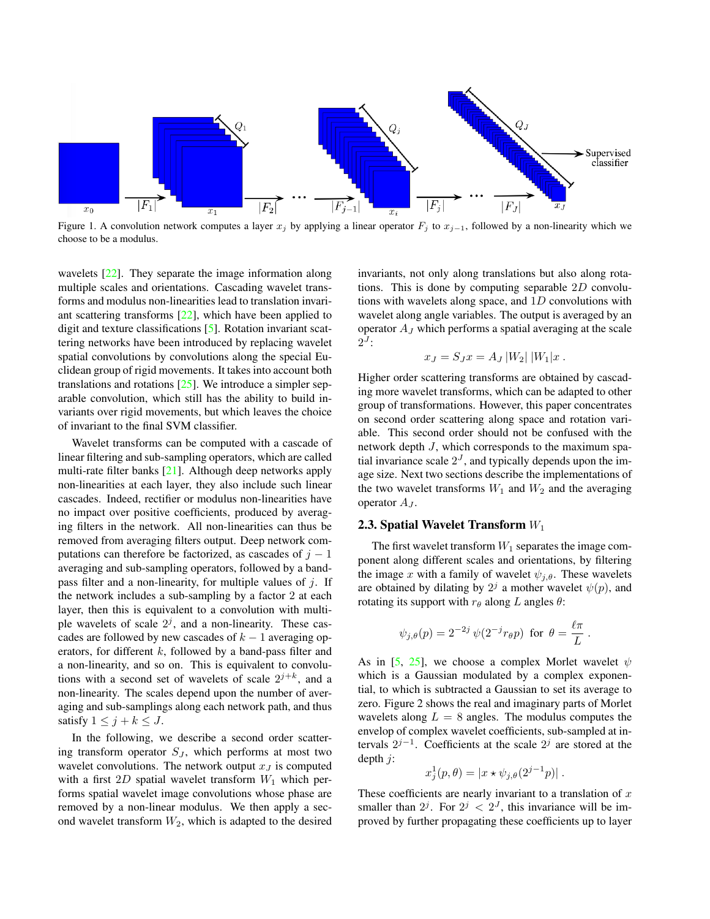Figure 1. A convolution network computes a layer $x_j$ by applying a linear operator $F_j$ to $x_{j-1}$, followed by a non-linearity which we choose to be a modulus.

wavelets [22]. They separate the image information along multiple scales and orientations. Cascading wavelet transforms and modulus non-linearities lead to translation invariant scattering transforms [22], which have been applied to digit and texture classifications [5]. Rotation invariant scattering networks have been introduced by replacing wavelet spatial convolutions by convolutions along the special Euclidean group of rigid movements. It takes into account both translations and rotations [25]. We introduce a simpler separable convolution, which still has the ability to build invariants over rigid movements, but which leaves the choice of invariant to the final SVM classifier.

Wavelet transforms can be computed with a cascade of linear filtering and sub-sampling operators, which are called multi-rate filter banks [21]. Although deep networks apply non-linearities at each layer, they also include such linear cascades. Indeed, rectifier or modulus non-linearities have no impact over positive coefficients, produced by averaging filters in the network. All non-linearities can thus be removed from averaging filters output. Deep network computations can therefore be factorized, as cascades of $j-1$ averaging and sub-sampling operators, followed by a band-pass filter and a non-linearity, for multiple values of $j$. If the network includes a sub-sampling by a factor 2 at each layer, then this is equivalent to a convolution with multiple wavelets of scale $2^j$, and a non-linearity. These cascades are followed by new cascades of $k-1$ averaging operators, for different $k$, followed by a band-pass filter and a non-linearity, and so on. This is equivalent to convolutions with a second set of wavelets of scale $2^{j+k}$, and a non-linearity. The scales depend upon the number of averaging and sub-samplings along each network path, and thus satisfy $1 \leq j + k \leq J$.

In the following, we describe a second order scattering transform operator $S_J$, which performs at most two wavelet convolutions. The network output $x_J$ is computed with a first $2D$ spatial wavelet transform $W_1$ which performs spatial wavelet image convolutions whose phase are removed by a non-linear modulus. We then apply a second wavelet transform $W_2$, which is adapted to the desired invariants, not only along translations but also along rotations. This is done by computing separable $2D$ convolutions with wavelets along space, and $1D$ convolutions with wavelet along angle variables. The output is averaged by an operator $A_J$ which performs a spatial averaging at the scale $2^J$:

$$x_J = S_J x = A_J \, |W_2| \, |W_1| x \, .$$

Higher order scattering transforms are obtained by cascading more wavelet transforms, which can be adapted to other group of transformations. However, this paper concentrates on second order scattering along space and rotation variable. This second order should not be confused with the network depth $J$, which corresponds to the maximum spatial invariance scale $2^J$, and typically depends upon the image size. Next two sections describe the implementations of the two wavelet transforms $W_1$ and $W_2$ and the averaging operator $A_J$.

### 2.3. Spatial Wavelet Transform $W_1$

The first wavelet transform $W_1$ separates the image component along different scales and orientations, by filtering the image $x$ with a family of wavelet $\psi_{j,\theta}$. These wavelets are obtained by dilating by $2^j$ a mother wavelet $\psi(p)$, and rotating its support with $r_\theta$ along $L$ angles $\theta$:

$$\psi_{j,\theta}(p) = 2^{-2j} \, \psi(2^{-j} r_\theta p) \;\text{ for }\; \theta = \frac{\ell \pi}{L} \, .$$

As in [5, 25], we choose a complex Morlet wavelet $\psi$ which is a Gaussian modulated by a complex exponential, to which is subtracted a Gaussian to set its average to zero. Figure 2 shows the real and imaginary parts of Morlet wavelets along $L = 8$ angles. The modulus computes the envelop of complex wavelet coefficients, sub-sampled at intervals $2^{j-1}$. Coefficients at the scale $2^j$ are stored at the depth $j$:

$$x_j^1(p, \theta) = |x \star \psi_{j,\theta}(2^{j-1} p)| \, .$$

These coefficients are nearly invariant to a translation of $x$ smaller than $2^j$. For $2^j < 2^J$, this invariance will be improved by further propagating these coefficients up to layer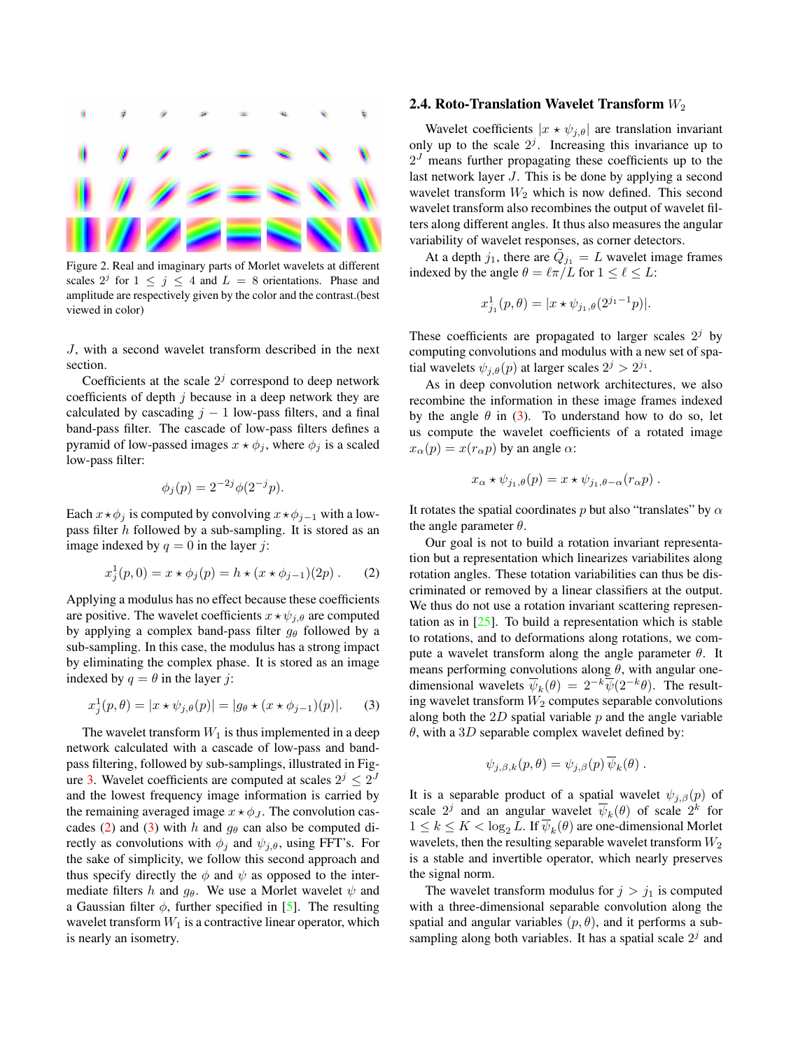Figure 2. Real and imaginary parts of Morlet wavelets at different scales $2^j$ for $1 \leq j \leq 4$ and $L = 8$ orientations. Phase and amplitude are respectively given by the color and the contrast.(best viewed in color)

$J$, with a second wavelet transform described in the next section.

Coefficients at the scale $2^j$ correspond to deep network coefficients of depth $j$ because in a deep network they are calculated by cascading $j-1$ low-pass filters, and a final band-pass filter. The cascade of low-pass filters defines a pyramid of low-passed images $x \star \phi_j$, where $\phi_j$ is a scaled low-pass filter:

$$\phi_j(p) = 2^{-2j}\phi(2^{-j}p).$$

Each $x \star \phi_j$ is computed by convolving $x \star \phi_{j-1}$ with a low-pass filter $h$ followed by a sub-sampling. It is stored as an image indexed by $q = 0$ in the layer $j$:

$$x_j^1(p, 0) = x \star \phi_j(p) = h \star (x \star \phi_{j-1})(2p) \; . \tag{2}$$

Applying a modulus has no effect because these coefficients are positive. The wavelet coefficients $x \star \psi_{j,\theta}$ are computed by applying a complex band-pass filter $g_\theta$ followed by a sub-sampling. In this case, the modulus has a strong impact by eliminating the complex phase. It is stored as an image indexed by $q = \theta$ in the layer $j$:

$$x_j^1(p, \theta) = |x \star \psi_{j,\theta}(p)| = |g_\theta \star (x \star \phi_{j-1})(p)|. \tag{3}$$

The wavelet transform $W_1$ is thus implemented in a deep network calculated with a cascade of low-pass and band-pass filtering, followed by sub-samplings, illustrated in Figure 3. Wavelet coefficients are computed at scales $2^j \leq 2^J$ and the lowest frequency image information is carried by the remaining averaged image $x \star \phi_J$. The convolution cascades (2) and (3) with $h$ and $g_\theta$ can also be computed directly as convolutions with $\phi_j$ and $\psi_{j,\theta}$, using FFT's. For the sake of simplicity, we follow this second approach and thus specify directly the $\phi$ and $\psi$ as opposed to the intermediate filters $h$ and $g_\theta$. We use a Morlet wavelet $\psi$ and a Gaussian filter $\phi$, further specified in [5]. The resulting wavelet transform $W_1$ is a contractive linear operator, which is nearly an isometry.

### 2.4. Roto-Translation Wavelet Transform $W_2$

Wavelet coefficients $|x \star \psi_{j,\theta}|$ are translation invariant only up to the scale $2^j$. Increasing this invariance up to $2^J$ means further propagating these coefficients up to the last network layer $J$. This is be done by applying a second wavelet transform $W_2$ which is now defined. This second wavelet transform also recombines the output of wavelet filters along different angles. It thus also measures the angular variability of wavelet responses, as corner detectors.

At a depth $j_1$, there are $\tilde{Q}_{j_1} = L$ wavelet image frames indexed by the angle $\theta = \ell\pi/L$ for $1 \leq \ell \leq L$:

$$x_{j_1}^1(p, \theta) = |x \star \psi_{j_1,\theta}(2^{j_1-1}p)|.$$

These coefficients are propagated to larger scales $2^j$ by computing convolutions and modulus with a new set of spatial wavelets $\psi_{j,\theta}(p)$ at larger scales $2^j > 2^{j_1}$.

As in deep convolution network architectures, we also recombine the information in these image frames indexed by the angle $\theta$ in (3). To understand how to do so, let us compute the wavelet coefficients of a rotated image $x_\alpha(p) = x(r_\alpha p)$ by an angle $\alpha$:

$$x_\alpha \star \psi_{j_1,\theta}(p) = x \star \psi_{j_1,\theta-\alpha}(r_\alpha p) \; .$$

It rotates the spatial coordinates $p$ but also "translates" by $\alpha$ the angle parameter $\theta$.

Our goal is not to build a rotation invariant representation but a representation which linearizes variabilites along rotation angles. These totation variabilities can thus be discriminated or removed by a linear classifiers at the output. We thus do not use a rotation invariant scattering representation as in [25]. To build a representation which is stable to rotations, and to deformations along rotations, we compute a wavelet transform along the angle parameter $\theta$. It means performing convolutions along $\theta$, with angular one-dimensional wavelets $\overline{\psi}_k(\theta) = 2^{-k}\overline{\psi}(2^{-k}\theta)$. The resulting wavelet transform $W_2$ computes separable convolutions along both the $2D$ spatial variable $p$ and the angle variable $\theta$, with a $3D$ separable complex wavelet defined by:

$$\psi_{j,\beta,k}(p, \theta) = \psi_{j,\beta}(p)\,\overline{\psi}_k(\theta) \; .$$

It is a separable product of a spatial wavelet $\psi_{j,\beta}(p)$ of scale $2^j$ and an angular wavelet $\overline{\psi}_k(\theta)$ of scale $2^k$ for $1 \leq k \leq K < \log_2 L$. If $\overline{\psi}_k(\theta)$ are one-dimensional Morlet wavelets, then the resulting separable wavelet transform $W_2$ is a stable and invertible operator, which nearly preserves the signal norm.

The wavelet transform modulus for $j > j_1$ is computed with a three-dimensional separable convolution along the spatial and angular variables $(p, \theta)$, and it performs a sub-sampling along both variables. It has a spatial scale $2^j$ and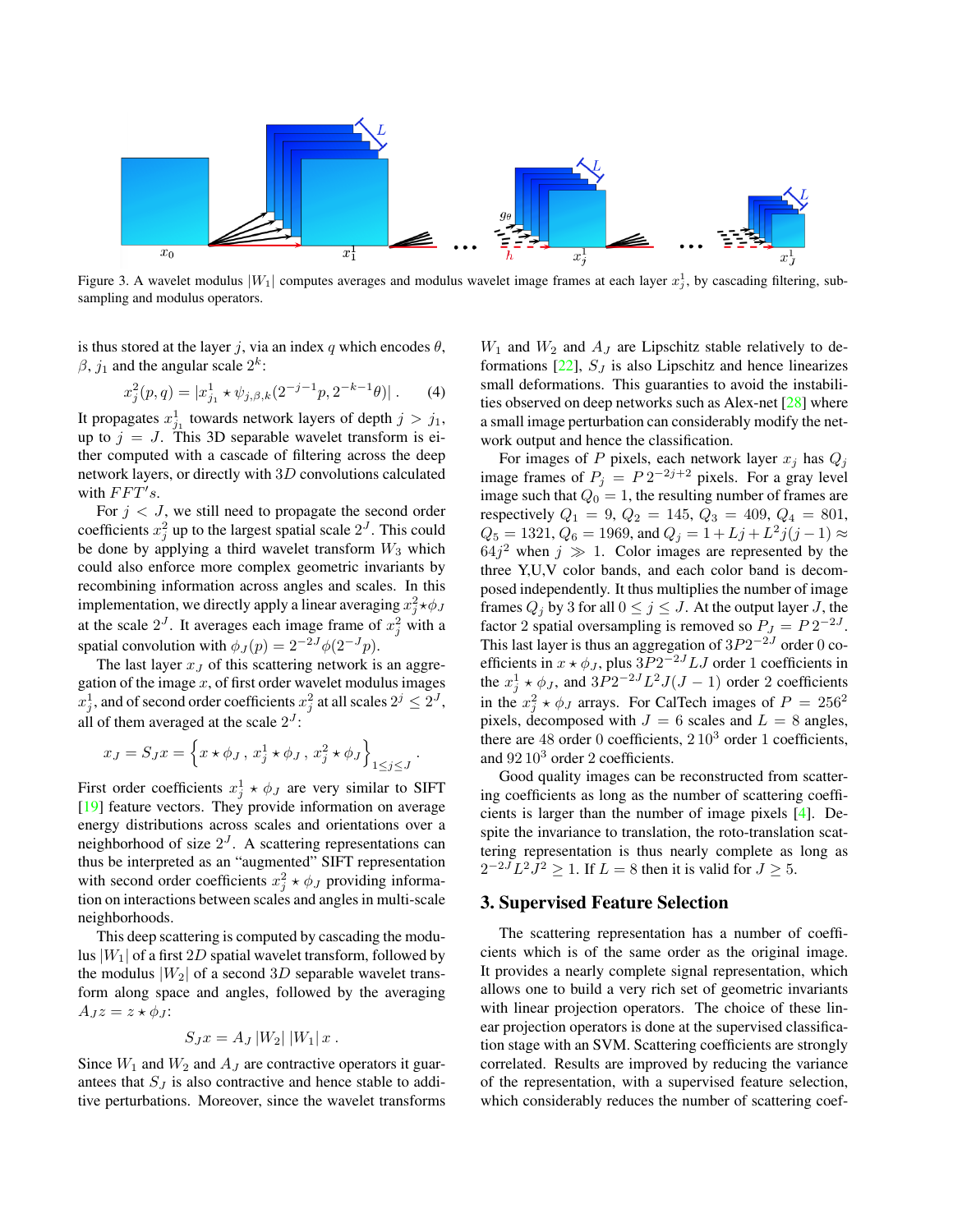Figure 3. A wavelet modulus $|W_1|$ computes averages and modulus wavelet image frames at each layer $x^1_j$, by cascading filtering, subsampling and modulus operators.

is thus stored at the layer $j$, via an index $q$ which encodes $\theta$, $\beta$, $j_1$ and the angular scale $2^k$:

$$x^2_j(p,q) = |x^1_{j_1} \star \psi_{j,\beta,k}(2^{-j-1}p, 2^{-k-1}\theta)| \ . \quad (4)$$

It propagates $x^1_{j_1}$ towards network layers of depth $j > j_1$, up to $j = J$. This 3D separable wavelet transform is either computed with a cascade of filtering across the deep network layers, or directly with $3D$ convolutions calculated with $FFT's$.

For $j < J$, we still need to propagate the second order coefficients $x^2_j$ up to the largest spatial scale $2^J$. This could be done by applying a third wavelet transform $W_3$ which could also enforce more complex geometric invariants by recombining information across angles and scales. In this implementation, we directly apply a linear averaging $x^2_j \star \phi_J$ at the scale $2^J$. It averages each image frame of $x^2_j$ with a spatial convolution with $\phi_J(p) = 2^{-2J}\phi(2^{-J}p)$.

The last layer $x_J$ of this scattering network is an aggregation of the image $x$, of first order wavelet modulus images $x^1_j$, and of second order coefficients $x^2_j$ at all scales $2^j \leq 2^J$, all of them averaged at the scale $2^J$:

$$x_J = S_J x = \left\{ x \star \phi_J \, , \, x^1_j \star \phi_J \, , \, x^2_j \star \phi_J \right\}_{1 \leq j \leq J} .$$

First order coefficients $x^1_j \star \phi_J$ are very similar to SIFT [19] feature vectors. They provide information on average energy distributions across scales and orientations over a neighborhood of size $2^J$. A scattering representations can thus be interpreted as an "augmented" SIFT representation with second order coefficients $x^2_j \star \phi_J$ providing information on interactions between scales and angles in multi-scale neighborhoods.

This deep scattering is computed by cascading the modulus $|W_1|$ of a first $2D$ spatial wavelet transform, followed by the modulus $|W_2|$ of a second $3D$ separable wavelet transform along space and angles, followed by the averaging $A_J z = z \star \phi_J$:

$$S_J x = A_J \, |W_2| \, |W_1| \, x \ .$$

Since $W_1$ and $W_2$ and $A_J$ are contractive operators it guarantees that $S_J$ is also contractive and hence stable to additive perturbations. Moreover, since the wavelet transforms $W_1$ and $W_2$ and $A_J$ are Lipschitz stable relatively to deformations [22], $S_J$ is also Lipschitz and hence linearizes small deformations. This guaranties to avoid the instabilities observed on deep networks such as Alex-net [28] where a small image perturbation can considerably modify the network output and hence the classification.

For images of $P$ pixels, each network layer $x_j$ has $Q_j$ image frames of $P_j = P\,2^{-2j+2}$ pixels. For a gray level image such that $Q_0 = 1$, the resulting number of frames are respectively $Q_1 = 9$, $Q_2 = 145$, $Q_3 = 409$, $Q_4 = 801$, $Q_5 = 1321$, $Q_6 = 1969$, and $Q_j = 1 + Lj + L^2 j(j-1) \approx 64j^2$ when $j \gg 1$. Color images are represented by the three Y,U,V color bands, and each color band is decomposed independently. It thus multiplies the number of image frames $Q_j$ by 3 for all $0 \leq j \leq J$. At the output layer $J$, the factor 2 spatial oversampling is removed so $P_J = P\,2^{-2J}$. This last layer is thus an aggregation of $3P2^{-2J}$ order 0 coefficients in $x \star \phi_J$, plus $3P2^{-2J}LJ$ order 1 coefficients in the $x^1_j \star \phi_J$, and $3P2^{-2J}L^2J(J-1)$ order 2 coefficients in the $x^2_j \star \phi_J$ arrays. For CalTech images of $P = 256^2$ pixels, decomposed with $J = 6$ scales and $L = 8$ angles, there are 48 order 0 coefficients, $2\,10^3$ order 1 coefficients, and $92\,10^3$ order 2 coefficients.

Good quality images can be reconstructed from scattering coefficients as long as the number of scattering coefficients is larger than the number of image pixels [4]. Despite the invariance to translation, the roto-translation scattering representation is thus nearly complete as long as $2^{-2J}L^2J^2 \geq 1$. If $L = 8$ then it is valid for $J \geq 5$.

## 3. Supervised Feature Selection

The scattering representation has a number of coefficients which is of the same order as the original image. It provides a nearly complete signal representation, which allows one to build a very rich set of geometric invariants with linear projection operators. The choice of these linear projection operators is done at the supervised classification stage with an SVM. Scattering coefficients are strongly correlated. Results are improved by reducing the variance of the representation, with a supervised feature selection, which considerably reduces the number of scattering coef-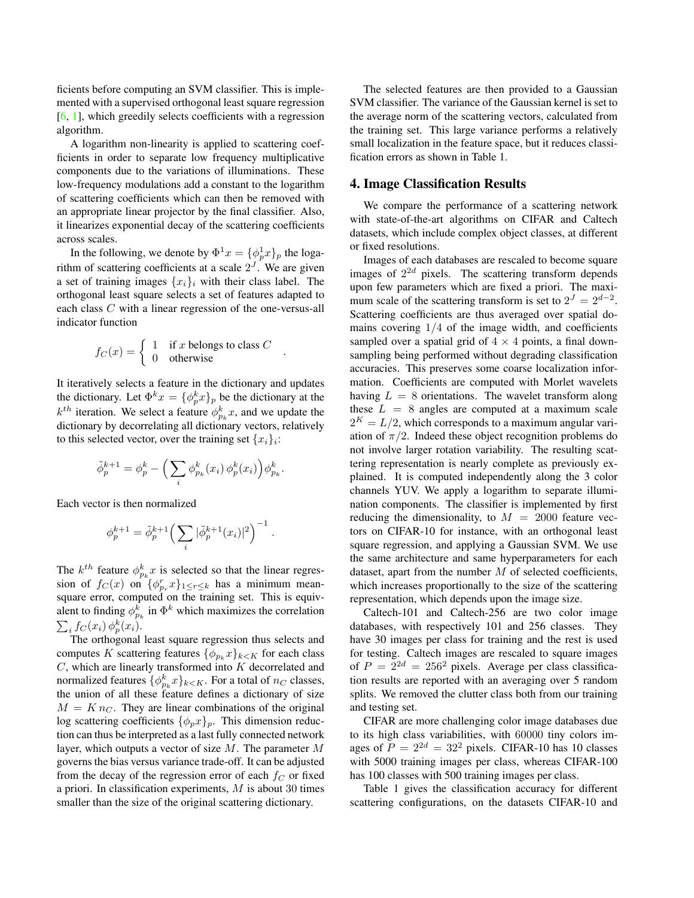ficients before computing an SVM classifier. This is implemented with a supervised orthogonal least square regression [6, 1], which greedily selects coefficients with a regression algorithm.

A logarithm non-linearity is applied to scattering coefficients in order to separate low frequency multiplicative components due to the variations of illuminations. These low-frequency modulations add a constant to the logarithm of scattering coefficients which can then be removed with an appropriate linear projector by the final classifier. Also, it linearizes exponential decay of the scattering coefficients across scales.

In the following, we denote by $\Phi^1 x = \{\phi^1_p x\}_p$ the logarithm of scattering coefficients at a scale $2^J$. We are given a set of training images $\{x_i\}_i$ with their class label. The orthogonal least square selects a set of features adapted to each class $C$ with a linear regression of the one-versus-all indicator function

$$f_C(x) = \begin{cases} 1 & \text{if } x \text{ belongs to class } C \\ 0 & \text{otherwise} \end{cases} .$$

It iteratively selects a feature in the dictionary and updates the dictionary. Let $\Phi^k x = \{\phi^k_p x\}_p$ be the dictionary at the $k^{th}$ iteration. We select a feature $\phi^k_{p_k} x$, and we update the dictionary by decorrelating all dictionary vectors, relatively to this selected vector, over the training set $\{x_i\}_i$:

$$\tilde{\phi}^{k+1}_p = \phi^k_p - \Big( \sum_i \phi^k_{p_k}(x_i)\, \phi^k_p(x_i) \Big) \phi^k_{p_k} .$$

Each vector is then normalized

$$\phi^{k+1}_p = \tilde{\phi}^{k+1}_p \Big( \sum_i |\tilde{\phi}^{k+1}_p(x_i)|^2 \Big)^{-1} .$$

The $k^{th}$ feature $\phi^k_{p_k} x$ is selected so that the linear regression of $f_C(x)$ on $\{\phi^r_{p_r} x\}_{1 \le r \le k}$ has a minimum mean-square error, computed on the training set. This is equivalent to finding $\phi^k_{p_k}$ in $\Phi^k$ which maximizes the correlation $\sum_i f_C(x_i)\, \phi^k_p(x_i)$.

The orthogonal least square regression thus selects and computes $K$ scattering features $\{\phi_{p_k} x\}_{k<K}$ for each class $C$, which are linearly transformed into $K$ decorrelated and normalized features $\{\phi^k_{p_k} x\}_{k<K}$. For a total of $n_C$ classes, the union of all these feature defines a dictionary of size $M = K\, n_C$. They are linear combinations of the original log scattering coefficients $\{\phi_p x\}_p$. This dimension reduction can thus be interpreted as a last fully connected network layer, which outputs a vector of size $M$. The parameter $M$ governs the bias versus variance trade-off. It can be adjusted from the decay of the regression error of each $f_C$ or fixed a priori. In classification experiments, $M$ is about 30 times smaller than the size of the original scattering dictionary.

The selected features are then provided to a Gaussian SVM classifier. The variance of the Gaussian kernel is set to the average norm of the scattering vectors, calculated from the training set. This large variance performs a relatively small localization in the feature space, but it reduces classification errors as shown in Table 1.

## 4. Image Classification Results

We compare the performance of a scattering network with state-of-the-art algorithms on CIFAR and Caltech datasets, which include complex object classes, at different or fixed resolutions.

Images of each databases are rescaled to become square images of $2^{2d}$ pixels. The scattering transform depends upon few parameters which are fixed a priori. The maximum scale of the scattering transform is set to $2^J = 2^{d-2}$. Scattering coefficients are thus averaged over spatial domains covering $1/4$ of the image width, and coefficients sampled over a spatial grid of $4 \times 4$ points, a final downsampling being performed without degrading classification accuracies. This preserves some coarse localization information. Coefficients are computed with Morlet wavelets having $L = 8$ orientations. The wavelet transform along these $L = 8$ angles are computed at a maximum scale $2^K = L/2$, which corresponds to a maximum angular variation of $\pi/2$. Indeed these object recognition problems do not involve larger rotation variability. The resulting scattering representation is nearly complete as previously explained. It is computed independently along the 3 color channels YUV. We apply a logarithm to separate illumination components. The classifier is implemented by first reducing the dimensionality, to $M = 2000$ feature vectors on CIFAR-10 for instance, with an orthogonal least square regression, and applying a Gaussian SVM. We use the same architecture and same hyperparameters for each dataset, apart from the number $M$ of selected coefficients, which increases proportionally to the size of the scattering representation, which depends upon the image size.

Caltech-101 and Caltech-256 are two color image databases, with respectively 101 and 256 classes. They have 30 images per class for training and the rest is used for testing. Caltech images are rescaled to square images of $P = 2^{2d} = 256^2$ pixels. Average per class classification results are reported with an averaging over 5 random splits. We removed the clutter class both from our training and testing set.

CIFAR are more challenging color image databases due to its high class variabilities, with 60000 tiny colors images of $P = 2^{2d} = 32^2$ pixels. CIFAR-10 has 10 classes with 5000 training images per class, whereas CIFAR-100 has 100 classes with 500 training images per class.

Table 1 gives the classification accuracy for different scattering configurations, on the datasets CIFAR-10 and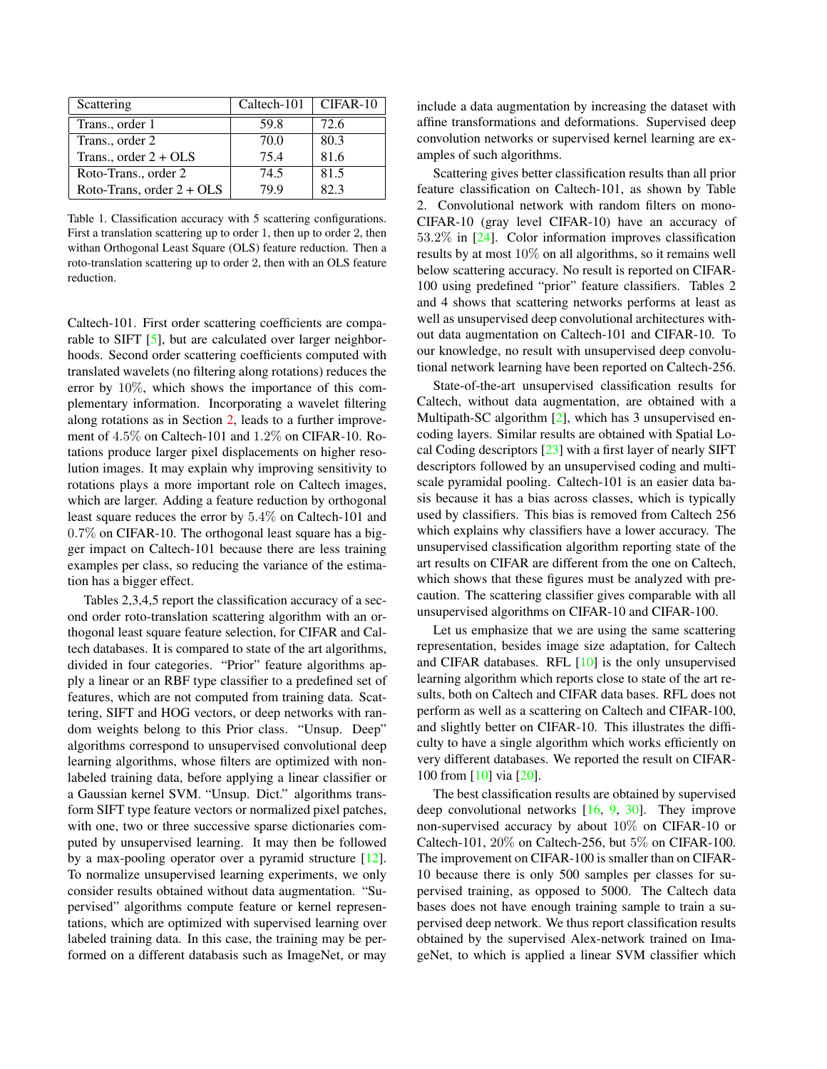| Scattering | Caltech-101 | CIFAR-10 |
|---|---|---|
| Trans., order 1 | 59.8 | 72.6 |
| Trans., order 2 | 70.0 | 80.3 |
| Trans., order 2 + OLS | 75.4 | 81.6 |
| Roto-Trans., order 2 | 74.5 | 81.5 |
| Roto-Trans, order 2 + OLS | 79.9 | 82.3 |

Table 1. Classification accuracy with 5 scattering configurations. First a translation scattering up to order 1, then up to order 2, then withan Orthogonal Least Square (OLS) feature reduction. Then a roto-translation scattering up to order 2, then with an OLS feature reduction.

Caltech-101. First order scattering coefficients are comparable to SIFT [5], but are calculated over larger neighborhoods. Second order scattering coefficients computed with translated wavelets (no filtering along rotations) reduces the error by $10\%$, which shows the importance of this complementary information. Incorporating a wavelet filtering along rotations as in Section 2, leads to a further improvement of $4.5\%$ on Caltech-101 and $1.2\%$ on CIFAR-10. Rotations produce larger pixel displacements on higher resolution images. It may explain why improving sensitivity to rotations plays a more important role on Caltech images, which are larger. Adding a feature reduction by orthogonal least square reduces the error by $5.4\%$ on Caltech-101 and $0.7\%$ on CIFAR-10. The orthogonal least square has a bigger impact on Caltech-101 because there are less training examples per class, so reducing the variance of the estimation has a bigger effect.

Tables 2,3,4,5 report the classification accuracy of a second order roto-translation scattering algorithm with an orthogonal least square feature selection, for CIFAR and Caltech databases. It is compared to state of the art algorithms, divided in four categories. "Prior" feature algorithms apply a linear or an RBF type classifier to a predefined set of features, which are not computed from training data. Scattering, SIFT and HOG vectors, or deep networks with random weights belong to this Prior class. "Unsup. Deep" algorithms correspond to unsupervised convolutional deep learning algorithms, whose filters are optimized with non-labeled training data, before applying a linear classifier or a Gaussian kernel SVM. "Unsup. Dict." algorithms transform SIFT type feature vectors or normalized pixel patches, with one, two or three successive sparse dictionaries computed by unsupervised learning. It may then be followed by a max-pooling operator over a pyramid structure [12]. To normalize unsupervised learning experiments, we only consider results obtained without data augmentation. "Supervised" algorithms compute feature or kernel representations, which are optimized with supervised learning over labeled training data. In this case, the training may be performed on a different databasis such as ImageNet, or may include a data augmentation by increasing the dataset with affine transformations and deformations. Supervised deep convolution networks or supervised kernel learning are examples of such algorithms.

Scattering gives better classification results than all prior feature classification on Caltech-101, as shown by Table 2. Convolutional network with random filters on mono-CIFAR-10 (gray level CIFAR-10) have an accuracy of $53.2\%$ in [24]. Color information improves classification results by at most $10\%$ on all algorithms, so it remains well below scattering accuracy. No result is reported on CIFAR-100 using predefined "prior" feature classifiers. Tables 2 and 4 shows that scattering networks performs at least as well as unsupervised deep convolutional architectures without data augmentation on Caltech-101 and CIFAR-10. To our knowledge, no result with unsupervised deep convolutional network learning have been reported on Caltech-256.

State-of-the-art unsupervised classification results for Caltech, without data augmentation, are obtained with a Multipath-SC algorithm [2], which has 3 unsupervised encoding layers. Similar results are obtained with Spatial Local Coding descriptors [23] with a first layer of nearly SIFT descriptors followed by an unsupervised coding and multiscale pyramidal pooling. Caltech-101 is an easier data basis because it has a bias across classes, which is typically used by classifiers. This bias is removed from Caltech 256 which explains why classifiers have a lower accuracy. The unsupervised classification algorithm reporting state of the art results on CIFAR are different from the one on Caltech, which shows that these figures must be analyzed with precaution. The scattering classifier gives comparable with all unsupervised algorithms on CIFAR-10 and CIFAR-100.

Let us emphasize that we are using the same scattering representation, besides image size adaptation, for Caltech and CIFAR databases. RFL [10] is the only unsupervised learning algorithm which reports close to state of the art results, both on Caltech and CIFAR data bases. RFL does not perform as well as a scattering on Caltech and CIFAR-100, and slightly better on CIFAR-10. This illustrates the difficulty to have a single algorithm which works efficiently on very different databases. We reported the result on CIFAR-100 from [10] via [20].

The best classification results are obtained by supervised deep convolutional networks [16, 9, 30]. They improve non-supervised accuracy by about $10\%$ on CIFAR-10 or Caltech-101, $20\%$ on Caltech-256, but $5\%$ on CIFAR-100. The improvement on CIFAR-100 is smaller than on CIFAR-10 because there is only 500 samples per classes for supervised training, as opposed to 5000. The Caltech data bases does not have enough training sample to train a supervised deep network. We thus report classification results obtained by the supervised Alex-network trained on ImageNet, to which is applied a linear SVM classifier which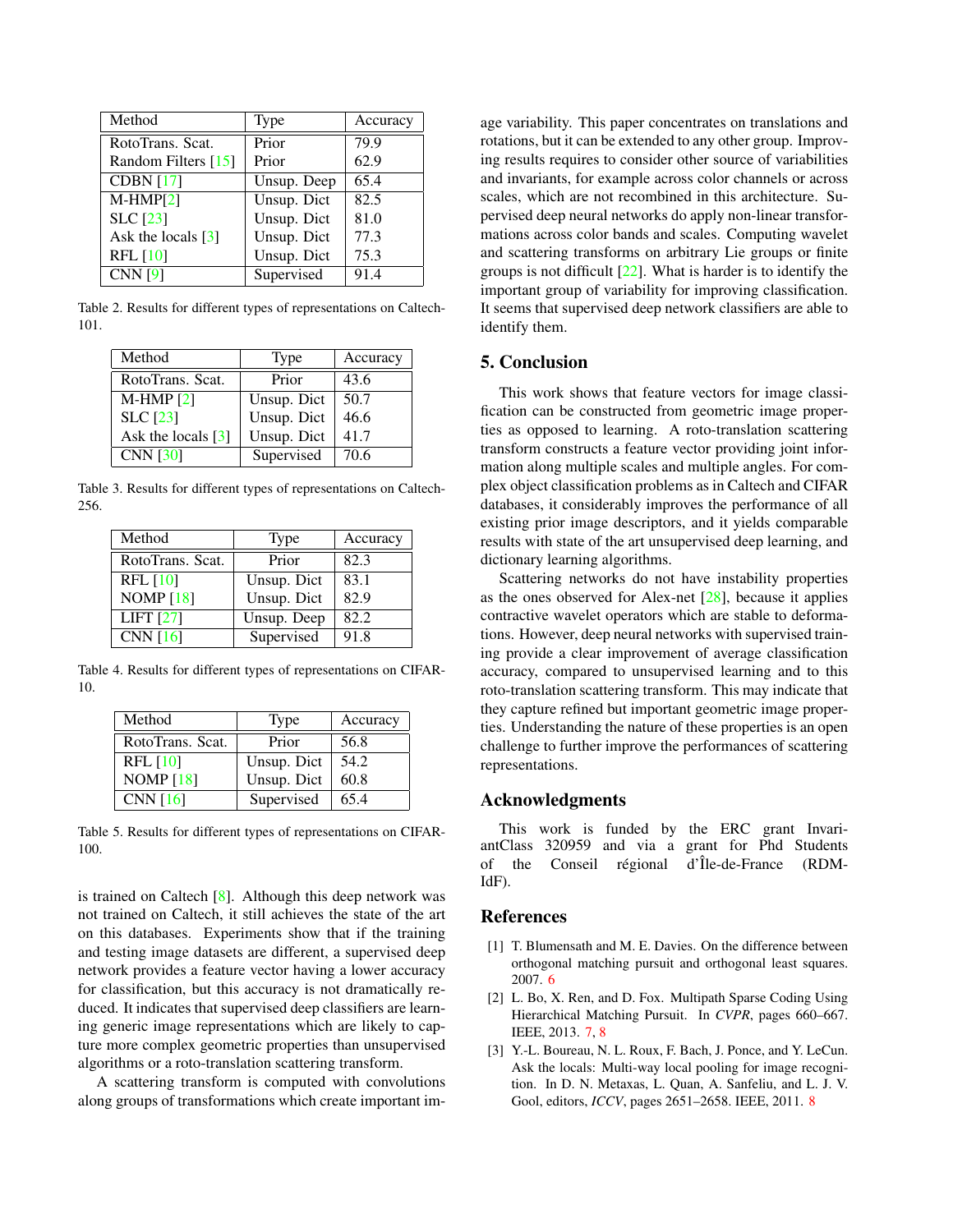| Method | Type | Accuracy |
| --- | --- | --- |
| RotoTrans. Scat. | Prior | 79.9 |
| Random Filters [15] | Prior | 62.9 |
| CDBN [17] | Unsup. Deep | 65.4 |
| M-HMP[2] | Unsup. Dict | 82.5 |
| SLC [23] | Unsup. Dict | 81.0 |
| Ask the locals [3] | Unsup. Dict | 77.3 |
| RFL [10] | Unsup. Dict | 75.3 |
| CNN [9] | Supervised | 91.4 |

Table 2. Results for different types of representations on Caltech-101.

| Method | Type | Accuracy |
| --- | --- | --- |
| RotoTrans. Scat. | Prior | 43.6 |
| M-HMP [2] | Unsup. Dict | 50.7 |
| SLC [23] | Unsup. Dict | 46.6 |
| Ask the locals [3] | Unsup. Dict | 41.7 |
| CNN [30] | Supervised | 70.6 |

Table 3. Results for different types of representations on Caltech-256.

| Method | Type | Accuracy |
| --- | --- | --- |
| RotoTrans. Scat. | Prior | 82.3 |
| RFL [10] | Unsup. Dict | 83.1 |
| NOMP [18] | Unsup. Dict | 82.9 |
| LIFT [27] | Unsup. Deep | 82.2 |
| CNN [16] | Supervised | 91.8 |

Table 4. Results for different types of representations on CIFAR-10.

| Method | Type | Accuracy |
| --- | --- | --- |
| RotoTrans. Scat. | Prior | 56.8 |
| RFL [10] | Unsup. Dict | 54.2 |
| NOMP [18] | Unsup. Dict | 60.8 |
| CNN [16] | Supervised | 65.4 |

Table 5. Results for different types of representations on CIFAR-100.

is trained on Caltech [8]. Although this deep network was not trained on Caltech, it still achieves the state of the art on this databases. Experiments show that if the training and testing image datasets are different, a supervised deep network provides a feature vector having a lower accuracy for classification, but this accuracy is not dramatically reduced. It indicates that supervised deep classifiers are learning generic image representations which are likely to capture more complex geometric properties than unsupervised algorithms or a roto-translation scattering transform.

A scattering transform is computed with convolutions along groups of transformations which create important image variability. This paper concentrates on translations and rotations, but it can be extended to any other group. Improving results requires to consider other source of variabilities and invariants, for example across color channels or across scales, which are not recombined in this architecture. Supervised deep neural networks do apply non-linear transformations across color bands and scales. Computing wavelet and scattering transforms on arbitrary Lie groups or finite groups is not difficult [22]. What is harder is to identify the important group of variability for improving classification. It seems that supervised deep network classifiers are able to identify them.

## 5. Conclusion

This work shows that feature vectors for image classification can be constructed from geometric image properties as opposed to learning. A roto-translation scattering transform constructs a feature vector providing joint information along multiple scales and multiple angles. For complex object classification problems as in Caltech and CIFAR databases, it considerably improves the performance of all existing prior image descriptors, and it yields comparable results with state of the art unsupervised deep learning, and dictionary learning algorithms.

Scattering networks do not have instability properties as the ones observed for Alex-net [28], because it applies contractive wavelet operators which are stable to deformations. However, deep neural networks with supervised training provide a clear improvement of average classification accuracy, compared to unsupervised learning and to this roto-translation scattering transform. This may indicate that they capture refined but important geometric image properties. Understanding the nature of these properties is an open challenge to further improve the performances of scattering representations.

## Acknowledgments

This work is funded by the ERC grant InvariantClass 320959 and via a grant for Phd Students of the Conseil régional d'Île-de-France (RDM-IdF).

## References

[1] T. Blumensath and M. E. Davies. On the difference between orthogonal matching pursuit and orthogonal least squares. 2007. 6

[2] L. Bo, X. Ren, and D. Fox. Multipath Sparse Coding Using Hierarchical Matching Pursuit. In *CVPR*, pages 660–667. IEEE, 2013. 7, 8

[3] Y.-L. Boureau, N. L. Roux, F. Bach, J. Ponce, and Y. LeCun. Ask the locals: Multi-way local pooling for image recognition. In D. N. Metaxas, L. Quan, A. Sanfeliu, and L. J. V. Gool, editors, *ICCV*, pages 2651–2658. IEEE, 2011. 8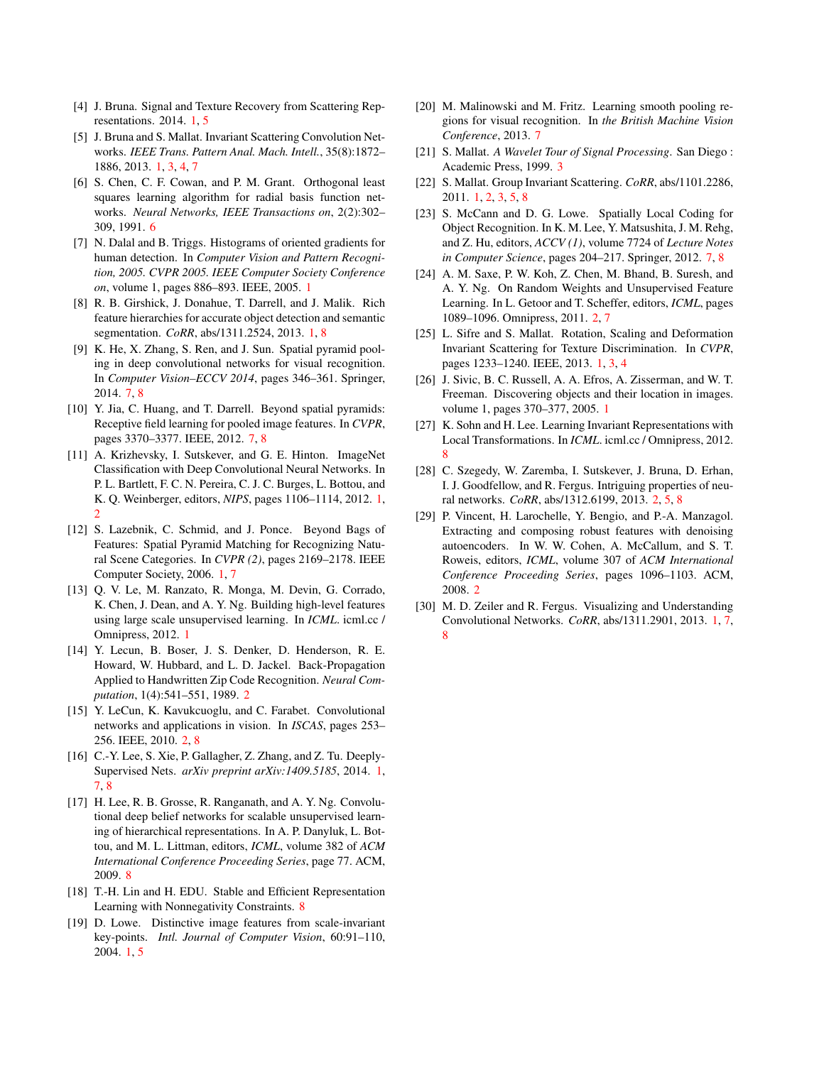[4] J. Bruna. Signal and Texture Recovery from Scattering Representations. 2014. 1, 5

[5] J. Bruna and S. Mallat. Invariant Scattering Convolution Networks. *IEEE Trans. Pattern Anal. Mach. Intell.*, 35(8):1872–1886, 2013. 1, 3, 4, 7

[6] S. Chen, C. F. Cowan, and P. M. Grant. Orthogonal least squares learning algorithm for radial basis function networks. *Neural Networks, IEEE Transactions on*, 2(2):302–309, 1991. 6

[7] N. Dalal and B. Triggs. Histograms of oriented gradients for human detection. In *Computer Vision and Pattern Recognition, 2005. CVPR 2005. IEEE Computer Society Conference on*, volume 1, pages 886–893. IEEE, 2005. 1

[8] R. B. Girshick, J. Donahue, T. Darrell, and J. Malik. Rich feature hierarchies for accurate object detection and semantic segmentation. *CoRR*, abs/1311.2524, 2013. 1, 8

[9] K. He, X. Zhang, S. Ren, and J. Sun. Spatial pyramid pooling in deep convolutional networks for visual recognition. In *Computer Vision–ECCV 2014*, pages 346–361. Springer, 2014. 7, 8

[10] Y. Jia, C. Huang, and T. Darrell. Beyond spatial pyramids: Receptive field learning for pooled image features. In *CVPR*, pages 3370–3377. IEEE, 2012. 7, 8

[11] A. Krizhevsky, I. Sutskever, and G. E. Hinton. ImageNet Classification with Deep Convolutional Neural Networks. In P. L. Bartlett, F. C. N. Pereira, C. J. C. Burges, L. Bottou, and K. Q. Weinberger, editors, *NIPS*, pages 1106–1114, 2012. 1, 2

[12] S. Lazebnik, C. Schmid, and J. Ponce. Beyond Bags of Features: Spatial Pyramid Matching for Recognizing Natural Scene Categories. In *CVPR (2)*, pages 2169–2178. IEEE Computer Society, 2006. 1, 7

[13] Q. V. Le, M. Ranzato, R. Monga, M. Devin, G. Corrado, K. Chen, J. Dean, and A. Y. Ng. Building high-level features using large scale unsupervised learning. In *ICML*. icml.cc / Omnipress, 2012. 1

[14] Y. Lecun, B. Boser, J. S. Denker, D. Henderson, R. E. Howard, W. Hubbard, and L. D. Jackel. Back-Propagation Applied to Handwritten Zip Code Recognition. *Neural Computation*, 1(4):541–551, 1989. 2

[15] Y. LeCun, K. Kavukcuoglu, and C. Farabet. Convolutional networks and applications in vision. In *ISCAS*, pages 253–256. IEEE, 2010. 2, 8

[16] C.-Y. Lee, S. Xie, P. Gallagher, Z. Zhang, and Z. Tu. Deeply-Supervised Nets. *arXiv preprint arXiv:1409.5185*, 2014. 1, 7, 8

[17] H. Lee, R. B. Grosse, R. Ranganath, and A. Y. Ng. Convolutional deep belief networks for scalable unsupervised learning of hierarchical representations. In A. P. Danyluk, L. Bottou, and M. L. Littman, editors, *ICML*, volume 382 of *ACM International Conference Proceeding Series*, page 77. ACM, 2009. 8

[18] T.-H. Lin and H. EDU. Stable and Efficient Representation Learning with Nonnegativity Constraints. 8

[19] D. Lowe. Distinctive image features from scale-invariant key-points. *Intl. Journal of Computer Vision*, 60:91–110, 2004. 1, 5

[20] M. Malinowski and M. Fritz. Learning smooth pooling regions for visual recognition. In *the British Machine Vision Conference*, 2013. 7

[21] S. Mallat. *A Wavelet Tour of Signal Processing*. San Diego : Academic Press, 1999. 3

[22] S. Mallat. Group Invariant Scattering. *CoRR*, abs/1101.2286, 2011. 1, 2, 3, 5, 8

[23] S. McCann and D. G. Lowe. Spatially Local Coding for Object Recognition. In K. M. Lee, Y. Matsushita, J. M. Rehg, and Z. Hu, editors, *ACCV (1)*, volume 7724 of *Lecture Notes in Computer Science*, pages 204–217. Springer, 2012. 7, 8

[24] A. M. Saxe, P. W. Koh, Z. Chen, M. Bhand, B. Suresh, and A. Y. Ng. On Random Weights and Unsupervised Feature Learning. In L. Getoor and T. Scheffer, editors, *ICML*, pages 1089–1096. Omnipress, 2011. 2, 7

[25] L. Sifre and S. Mallat. Rotation, Scaling and Deformation Invariant Scattering for Texture Discrimination. In *CVPR*, pages 1233–1240. IEEE, 2013. 1, 3, 4

[26] J. Sivic, B. C. Russell, A. A. Efros, A. Zisserman, and W. T. Freeman. Discovering objects and their location in images. volume 1, pages 370–377, 2005. 1

[27] K. Sohn and H. Lee. Learning Invariant Representations with Local Transformations. In *ICML*. icml.cc / Omnipress, 2012. 8

[28] C. Szegedy, W. Zaremba, I. Sutskever, J. Bruna, D. Erhan, I. J. Goodfellow, and R. Fergus. Intriguing properties of neural networks. *CoRR*, abs/1312.6199, 2013. 2, 5, 8

[29] P. Vincent, H. Larochelle, Y. Bengio, and P.-A. Manzagol. Extracting and composing robust features with denoising autoencoders. In W. W. Cohen, A. McCallum, and S. T. Roweis, editors, *ICML*, volume 307 of *ACM International Conference Proceeding Series*, pages 1096–1103. ACM, 2008. 2

[30] M. D. Zeiler and R. Fergus. Visualizing and Understanding Convolutional Networks. *CoRR*, abs/1311.2901, 2013. 1, 7, 8